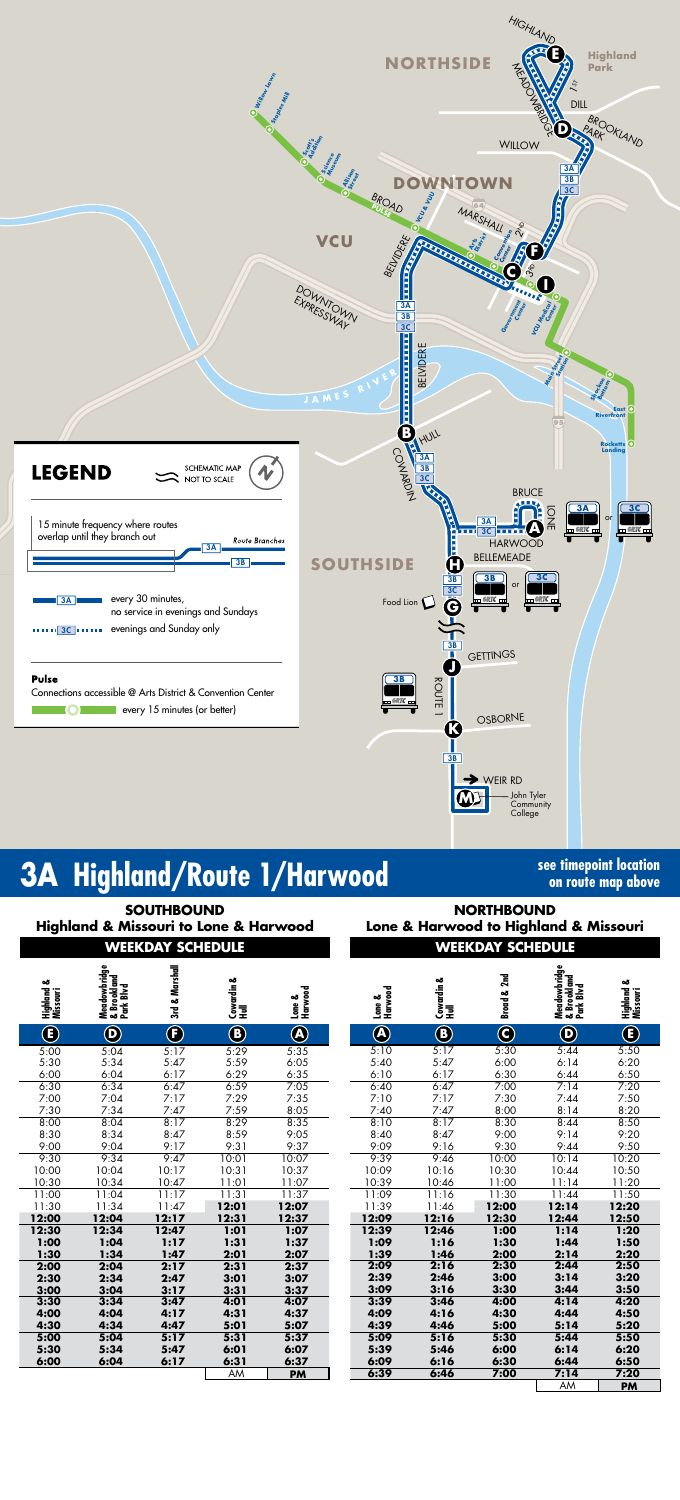# 3A Highland/Route 1/Harwood

see timepoint location on route map above

LEGEND — SCHEMATIC MAP NOT TO SCALE

15 minute frequency where routes overlap until they branch out — Route Branches: 3A, 3B

3A — every 30 minutes, no service in evenings and Sundays

3C — evenings and Sunday only

**Pulse**

Connections accessible @ Arts District & Convention Center

every 15 minutes (or better)

## SOUTHBOUND
### Highland & Missouri to Lone & Harwood

**WEEKDAY SCHEDULE**

| Highland & Missouri (E) | Meadowbridge & Brookland Park Blvd (D) | 3rd & Marshall (F) | Cowardin & Hull (B) | Lone & Harwood (A) |
|---|---|---|---|---|
| 5:00 | 5:04 | 5:17 | 5:29 | 5:35 |
| 5:30 | 5:34 | 5:47 | 5:59 | 6:05 |
| 6:00 | 6:04 | 6:17 | 6:29 | 6:35 |
| 6:30 | 6:34 | 6:47 | 6:59 | 7:05 |
| 7:00 | 7:04 | 7:17 | 7:29 | 7:35 |
| 7:30 | 7:34 | 7:47 | 7:59 | 8:05 |
| 8:00 | 8:04 | 8:17 | 8:29 | 8:35 |
| 8:30 | 8:34 | 8:47 | 8:59 | 9:05 |
| 9:00 | 9:04 | 9:17 | 9:31 | 9:37 |
| 9:30 | 9:34 | 9:47 | 10:01 | 10:07 |
| 10:00 | 10:04 | 10:17 | 10:31 | 10:37 |
| 10:30 | 10:34 | 10:47 | 11:01 | 11:07 |
| 11:00 | 11:04 | 11:17 | 11:31 | 11:37 |
| 11:30 | 11:34 | 11:47 | **12:01** | **12:07** |
| **12:00** | **12:04** | **12:17** | **12:31** | **12:37** |
| **12:30** | **12:34** | **12:47** | **1:01** | **1:07** |
| **1:00** | **1:04** | **1:17** | **1:31** | **1:37** |
| **1:30** | **1:34** | **1:47** | **2:01** | **2:07** |
| **2:00** | **2:04** | **2:17** | **2:31** | **2:37** |
| **2:30** | **2:34** | **2:47** | **3:01** | **3:07** |
| **3:00** | **3:04** | **3:17** | **3:31** | **3:37** |
| **3:30** | **3:34** | **3:47** | **4:01** | **4:07** |
| **4:00** | **4:04** | **4:17** | **4:31** | **4:37** |
| **4:30** | **4:34** | **4:47** | **5:01** | **5:07** |
| **5:00** | **5:04** | **5:17** | **5:31** | **5:37** |
| **5:30** | **5:34** | **5:47** | **6:01** | **6:07** |
| **6:00** | **6:04** | **6:17** | **6:31** | **6:37** |
| | | | AM | **PM** |

## NORTHBOUND
### Lone & Harwood to Highland & Missouri

**WEEKDAY SCHEDULE**

| Lone & Harwood (A) | Cowardin & Hull (B) | Broad & 2nd (C) | Meadowbridge & Brookland Park Blvd (D) | Highland & Missouri (E) |
|---|---|---|---|---|
| 5:10 | 5:17 | 5:30 | 5:44 | 5:50 |
| 5:40 | 5:47 | 6:00 | 6:14 | 6:20 |
| 6:10 | 6:17 | 6:30 | 6:44 | 6:50 |
| 6:40 | 6:47 | 7:00 | 7:14 | 7:20 |
| 7:10 | 7:17 | 7:30 | 7:44 | 7:50 |
| 7:40 | 7:47 | 8:00 | 8:14 | 8:20 |
| 8:10 | 8:17 | 8:30 | 8:44 | 8:50 |
| 8:40 | 8:47 | 9:00 | 9:14 | 9:20 |
| 9:09 | 9:16 | 9:30 | 9:44 | 9:50 |
| 9:39 | 9:46 | 10:00 | 10:14 | 10:20 |
| 10:09 | 10:16 | 10:30 | 10:44 | 10:50 |
| 10:39 | 10:46 | 11:00 | 11:14 | 11:20 |
| 11:09 | 11:16 | 11:30 | 11:44 | 11:50 |
| 11:39 | 11:46 | **12:00** | **12:14** | **12:20** |
| **12:09** | **12:16** | **12:30** | **12:44** | **12:50** |
| **12:39** | **12:46** | **1:00** | **1:14** | **1:20** |
| **1:09** | **1:16** | **1:30** | **1:44** | **1:50** |
| **1:39** | **1:46** | **2:00** | **2:14** | **2:20** |
| **2:09** | **2:16** | **2:30** | **2:44** | **2:50** |
| **2:39** | **2:46** | **3:00** | **3:14** | **3:20** |
| **3:09** | **3:16** | **3:30** | **3:44** | **3:50** |
| **3:39** | **3:46** | **4:00** | **4:14** | **4:20** |
| **4:09** | **4:16** | **4:30** | **4:44** | **4:50** |
| **4:39** | **4:46** | **5:00** | **5:14** | **5:20** |
| **5:09** | **5:16** | **5:30** | **5:44** | **5:50** |
| **5:39** | **5:46** | **6:00** | **6:14** | **6:20** |
| **6:09** | **6:16** | **6:30** | **6:44** | **6:50** |
| **6:39** | **6:46** | **7:00** | **7:14** | **7:20** |
| | | | AM | **PM** |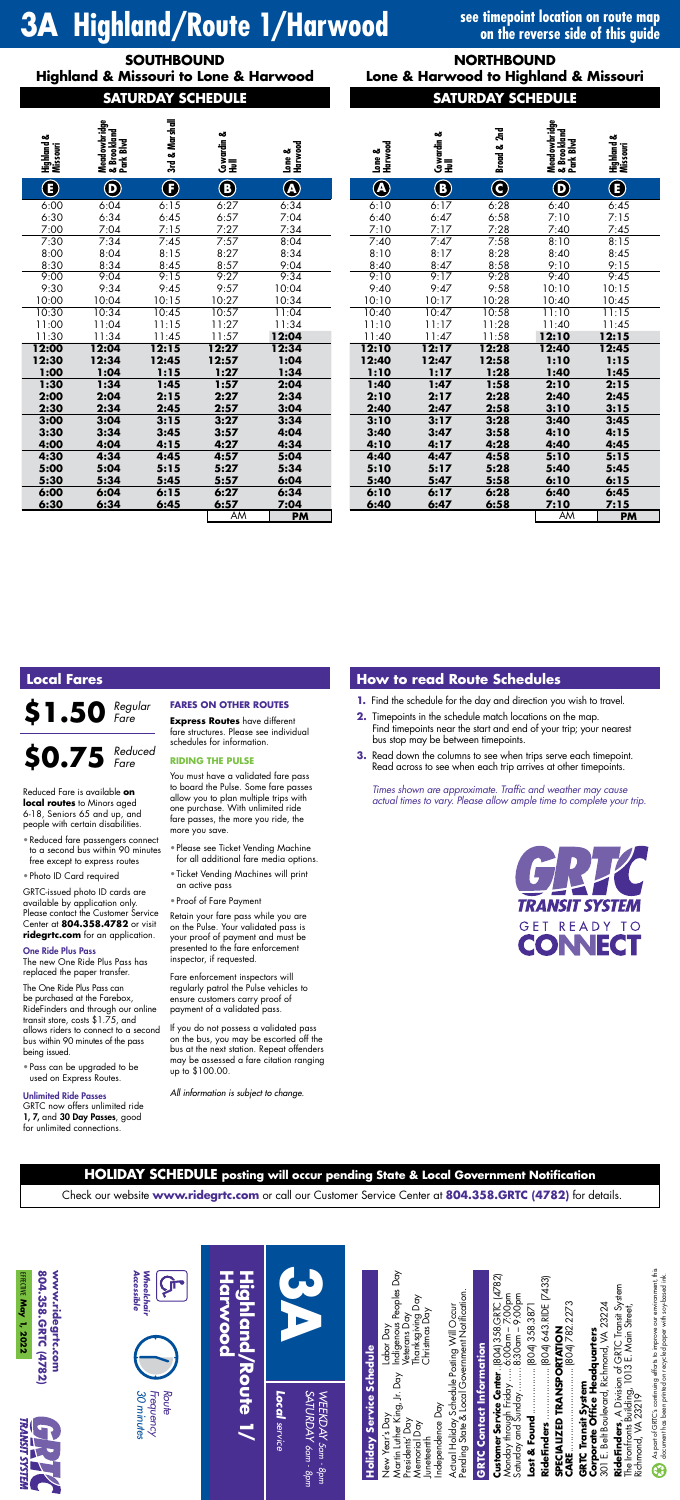# 3A Highland/Route 1/Harwood

**see timepoint location on route map on the reverse side of this guide**

## SOUTHBOUND
### Highland & Missouri to Lone & Harwood
### SATURDAY SCHEDULE

| Highland & Missouri | Meadowbridge & Brookland Park Blvd | 3rd & Marshall | Cowardin & Hull | Lone & Harwood |
|---|---|---|---|---|
| E | D | F | B | A |
| 6:00 | 6:04 | 6:15 | 6:27 | 6:34 |
| 6:30 | 6:34 | 6:45 | 6:57 | 7:04 |
| 7:00 | 7:04 | 7:15 | 7:27 | 7:34 |
| 7:30 | 7:34 | 7:45 | 7:57 | 8:04 |
| 8:00 | 8:04 | 8:15 | 8:27 | 8:34 |
| 8:30 | 8:34 | 8:45 | 8:57 | 9:04 |
| 9:00 | 9:04 | 9:15 | 9:27 | 9:34 |
| 9:30 | 9:34 | 9:45 | 9:57 | 10:04 |
| 10:00 | 10:04 | 10:15 | 10:27 | 10:34 |
| 10:30 | 10:34 | 10:45 | 10:57 | 11:04 |
| 11:00 | 11:04 | 11:15 | 11:27 | 11:34 |
| 11:30 | 11:34 | 11:45 | 11:57 | **12:04** |
| **12:00** | **12:04** | **12:15** | **12:27** | **12:34** |
| **12:30** | **12:34** | **12:45** | **12:57** | **1:04** |
| **1:00** | **1:04** | **1:15** | **1:27** | **1:34** |
| **1:30** | **1:34** | **1:45** | **1:57** | **2:04** |
| **2:00** | **2:04** | **2:15** | **2:27** | **2:34** |
| **2:30** | **2:34** | **2:45** | **2:57** | **3:04** |
| **3:00** | **3:04** | **3:15** | **3:27** | **3:34** |
| **3:30** | **3:34** | **3:45** | **3:57** | **4:04** |
| **4:00** | **4:04** | **4:15** | **4:27** | **4:34** |
| **4:30** | **4:34** | **4:45** | **4:57** | **5:04** |
| **5:00** | **5:04** | **5:15** | **5:27** | **5:34** |
| **5:30** | **5:34** | **5:45** | **5:57** | **6:04** |
| **6:00** | **6:04** | **6:15** | **6:27** | **6:34** |
| **6:30** | **6:34** | **6:45** | **6:57** | **7:04** |
| | | | AM | **PM** |

## NORTHBOUND
### Lone & Harwood to Highland & Missouri
### SATURDAY SCHEDULE

| Lone & Harwood | Cowardin & Hull | Broad & 2nd | Meadowbridge & Brookland Park Blvd | Highland & Missouri |
|---|---|---|---|---|
| A | B | C | D | E |
| 6:10 | 6:17 | 6:28 | 6:40 | 6:45 |
| 6:40 | 6:47 | 6:58 | 7:10 | 7:15 |
| 7:10 | 7:17 | 7:28 | 7:40 | 7:45 |
| 7:40 | 7:47 | 7:58 | 8:10 | 8:15 |
| 8:10 | 8:17 | 8:28 | 8:40 | 8:45 |
| 8:40 | 8:47 | 8:58 | 9:10 | 9:15 |
| 9:10 | 9:17 | 9:28 | 9:40 | 9:45 |
| 9:40 | 9:47 | 9:58 | 10:10 | 10:15 |
| 10:10 | 10:17 | 10:28 | 10:40 | 10:45 |
| 10:40 | 10:47 | 10:58 | 11:10 | 11:15 |
| 11:10 | 11:17 | 11:28 | 11:40 | 11:45 |
| 11:40 | 11:47 | 11:58 | **12:10** | **12:15** |
| **12:10** | **12:17** | **12:28** | **12:40** | **12:45** |
| **12:40** | **12:47** | **12:58** | **1:10** | **1:15** |
| **1:10** | **1:17** | **1:28** | **1:40** | **1:45** |
| **1:40** | **1:47** | **1:58** | **2:10** | **2:15** |
| **2:10** | **2:17** | **2:28** | **2:40** | **2:45** |
| **2:40** | **2:47** | **2:58** | **3:10** | **3:15** |
| **3:10** | **3:17** | **3:28** | **3:40** | **3:45** |
| **3:40** | **3:47** | **3:58** | **4:10** | **4:15** |
| **4:10** | **4:17** | **4:28** | **4:40** | **4:45** |
| **4:40** | **4:47** | **4:58** | **5:10** | **5:15** |
| **5:10** | **5:17** | **5:28** | **5:40** | **5:45** |
| **5:40** | **5:47** | **5:58** | **6:10** | **6:15** |
| **6:10** | **6:17** | **6:28** | **6:40** | **6:45** |
| **6:40** | **6:47** | **6:58** | **7:10** | **7:15** |
| | | | AM | **PM** |

## Local Fares

**$1.50** *Regular Fare*

**$0.75** *Reduced Fare*

Reduced Fare is available **on local routes** to Minors aged 6-18, Seniors 65 and up, and people with certain disabilities.

- Reduced fare passengers connect to a second bus within 90 minutes free except to express routes
- Photo ID Card required

GRTC-issued photo ID cards are available by application only. Please contact the Customer Service Center at **804.358.4782** or visit **ridegrtc.com** for an application.

**One Ride Plus Pass**
The new One Ride Plus Pass has replaced the paper transfer.

The One Ride Plus Pass can be purchased at the Farebox, RideFinders and through our online transit store, costs $1.75, and allows riders to connect to a second bus within 90 minutes of the pass being issued.

- Pass can be upgraded to be used on Express Routes.

**Unlimited Ride Passes**
GRTC now offers unlimited ride **1, 7,** and **30 Day Passes**, good for unlimited connections.

### FARES ON OTHER ROUTES

**Express Routes** have different fare structures. Please see individual schedules for information.

### RIDING THE PULSE

You must have a validated fare pass to board the Pulse. Some fare passes allow you to plan multiple trips with one purchase. With unlimited ride fare passes, the more you ride, the more you save.

- Please see Ticket Vending Machine for all additional fare media options.
- Ticket Vending Machines will print an active pass
- Proof of Fare Payment

Retain your fare pass while you are on the Pulse. Your validated pass is your proof of payment and must be presented to the fare enforcement inspector, if requested.

Fare enforcement inspectors will regularly patrol the Pulse vehicles to ensure customers carry proof of payment of a validated pass.

If you do not possess a validated pass on the bus, you may be escorted off the bus at the next station. Repeat offenders may be assessed a fare citation ranging up to $100.00.

*All information is subject to change.*

## How to read Route Schedules

1. Find the schedule for the day and direction you wish to travel.
2. Timepoints in the schedule match locations on the map. Find timepoints near the start and end of your trip; your nearest bus stop may be between timepoints.
3. Read down the columns to see when trips serve each timepoint. Read across to see when each trip arrives at other timepoints.

*Times shown are approximate. Traffic and weather may cause actual times to vary. Please allow ample time to complete your trip.*

GRTC TRANSIT SYSTEM — GET READY TO CONNECT

**HOLIDAY SCHEDULE posting will occur pending State & Local Government Notification**

Check our website **www.ridegrtc.com** or call our Customer Service Center at **804.358.GRTC (4782)** for details.

# 3A Highland/Route 1/Harwood

*Local* service

WEEKDAY 5am - 8pm
SATURDAY 6am - 8pm

Wheelchair Accessible

Route Frequency 30 minutes

**www.ridegrtc.com**
**804.358.GRTC (4782)**

EFFECTIVE **May 1, 2022**

### Holiday Service Schedule

New Year's Day
Martin Luther King, Jr. Day
Presidents' Day
Memorial Day
Juneteenth
Independence Day
Labor Day
Indigenous Peoples Day
Veterans Day
Thanksgiving Day
Christmas Day

Actual Holiday Schedule Posting Will Occur Pending State & Local Government Notification.

### GRTC Contact Information

**Customer Service Center** .(804) 358.GRTC (4782)
Monday through Friday...... 6:00am – 7:00pm
Saturday and Sunday.......... 8:30am – 9:00pm

**Lost & Found** ................. (804) 358.3871

**RideFinders** ............... (804) 643.RIDE (7433)

**SPECIALIZED TRANSPORTATION CARE**.......................... (804) 782.2273

**GRTC Transit System Corporate Office Headquarters**
301 E. Belt Boulevard, Richmond, VA 23224

**RideFinders**, A Division of GRTC Transit System
The Ironfronts Building, 1013 E. Main Street, Richmond, VA 23219

As part of GRTC's continuing efforts to improve our environment, this document has been printed on recycled paper with soy-based ink.